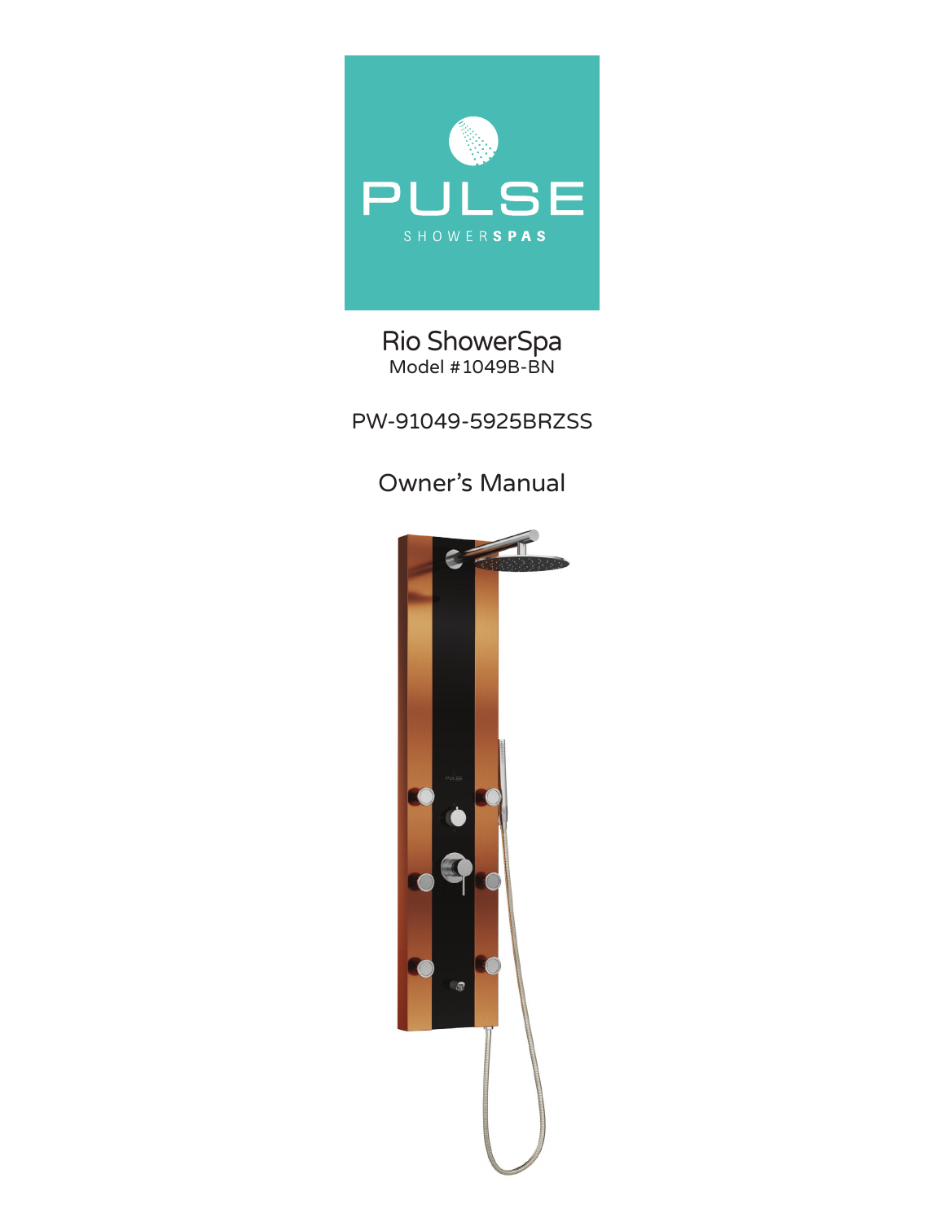PULSE

SHOWERSPAS

# Rio ShowerSpa

Model #1049B-BN

PW-91049-5925BRZSS

## Owner's Manual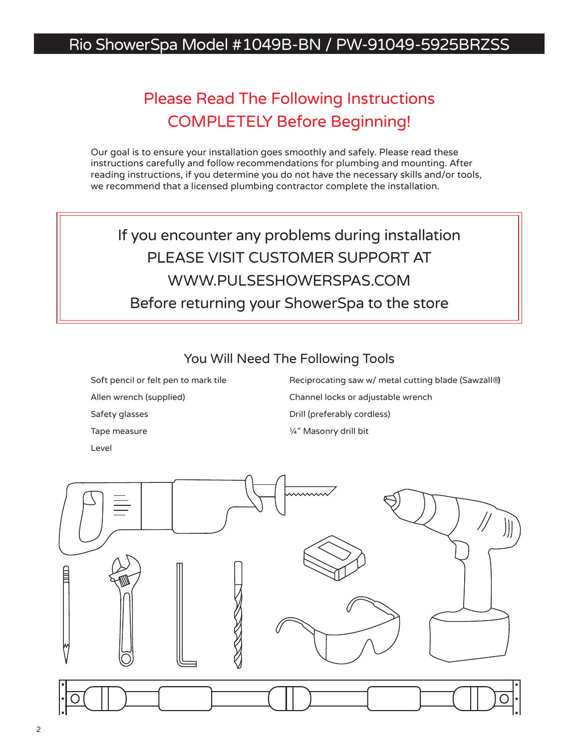# Rio ShowerSpa Model #1049B-BN / PW-91049-5925BRZSS

## Please Read The Following Instructions COMPLETELY Before Beginning!

Our goal is to ensure your installation goes smoothly and safely. Please read these instructions carefully and follow recommendations for plumbing and mounting. After reading instructions, if you determine you do not have the necessary skills and/or tools, we recommend that a licensed plumbing contractor complete the installation.

If you encounter any problems during installation
PLEASE VISIT CUSTOMER SUPPORT AT
WWW.PULSESHOWERSPAS.COM
Before returning your ShowerSpa to the store

## You Will Need The Following Tools

- Soft pencil or felt pen to mark tile
- Allen wrench (supplied)
- Safety glasses
- Tape measure
- Level
- Reciprocating saw w/ metal cutting blade (Sawzall®)
- Channel locks or adjustable wrench
- Drill (preferably cordless)
- ¼" Masonry drill bit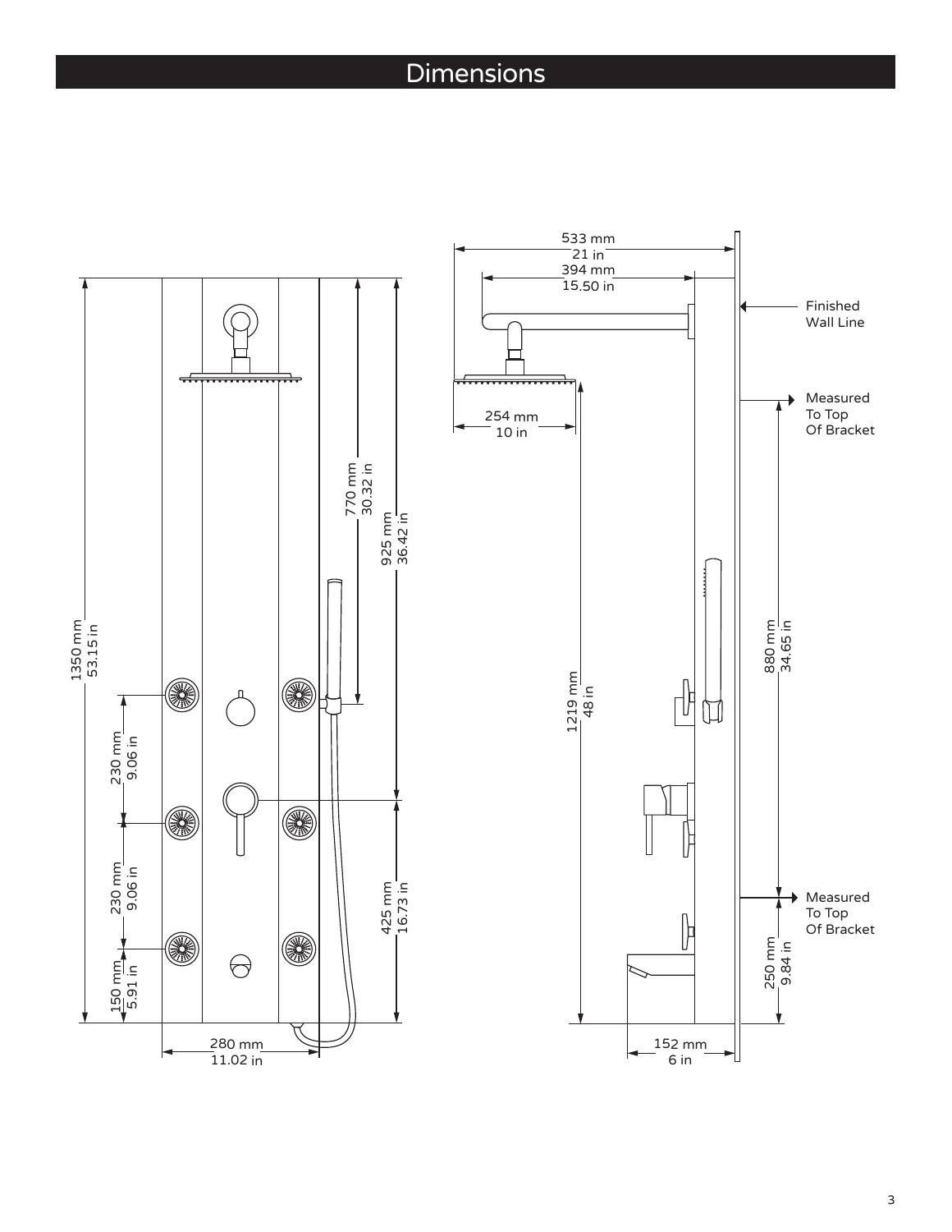# Dimensions

1350 mm
53.15 in

230 mm
9.06 in

230 mm
9.06 in

150 mm
5.91 in

280 mm
11.02 in

770 mm
30.32 in

925 mm
36.42 in

425 mm
16.73 in

533 mm
21 in

394 mm
15.50 in

254 mm
10 in

1219 mm
48 in

152 mm
6 in

Finished Wall Line

Measured To Top Of Bracket

880 mm
34.65 in

Measured To Top Of Bracket

250 mm
9.84 in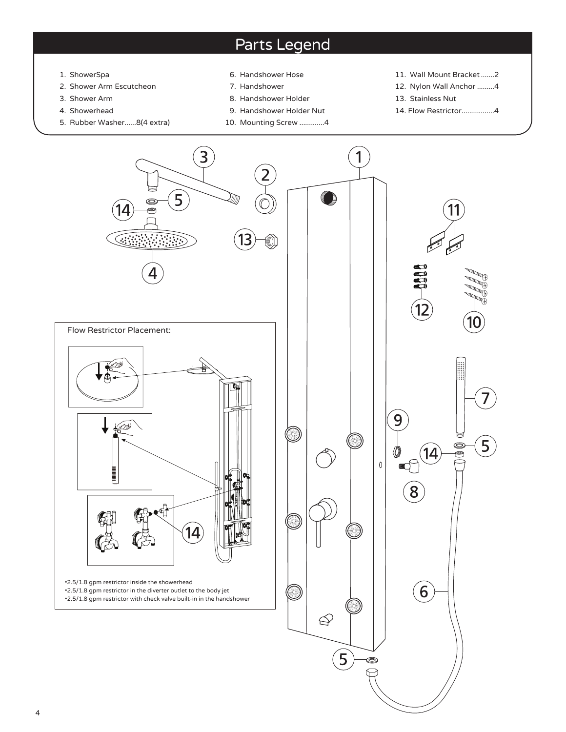# Parts Legend

1. ShowerSpa
2. Shower Arm Escutcheon
3. Shower Arm
4. Showerhead
5. Rubber Washer......8(4 extra)
6. Handshower Hose
7. Handshower
8. Handshower Holder
9. Handshower Holder Nut
10. Mounting Screw .............4
11. Wall Mount Bracket.......2
12. Nylon Wall Anchor .........4
13. Stainless Nut
14. Flow Restrictor.................4

Flow Restrictor Placement:

- 2.5/1.8 gpm restrictor inside the showerhead
- 2.5/1.8 gpm restrictor in the diverter outlet to the body jet
- 2.5/1.8 gpm restrictor with check valve built-in in the handshower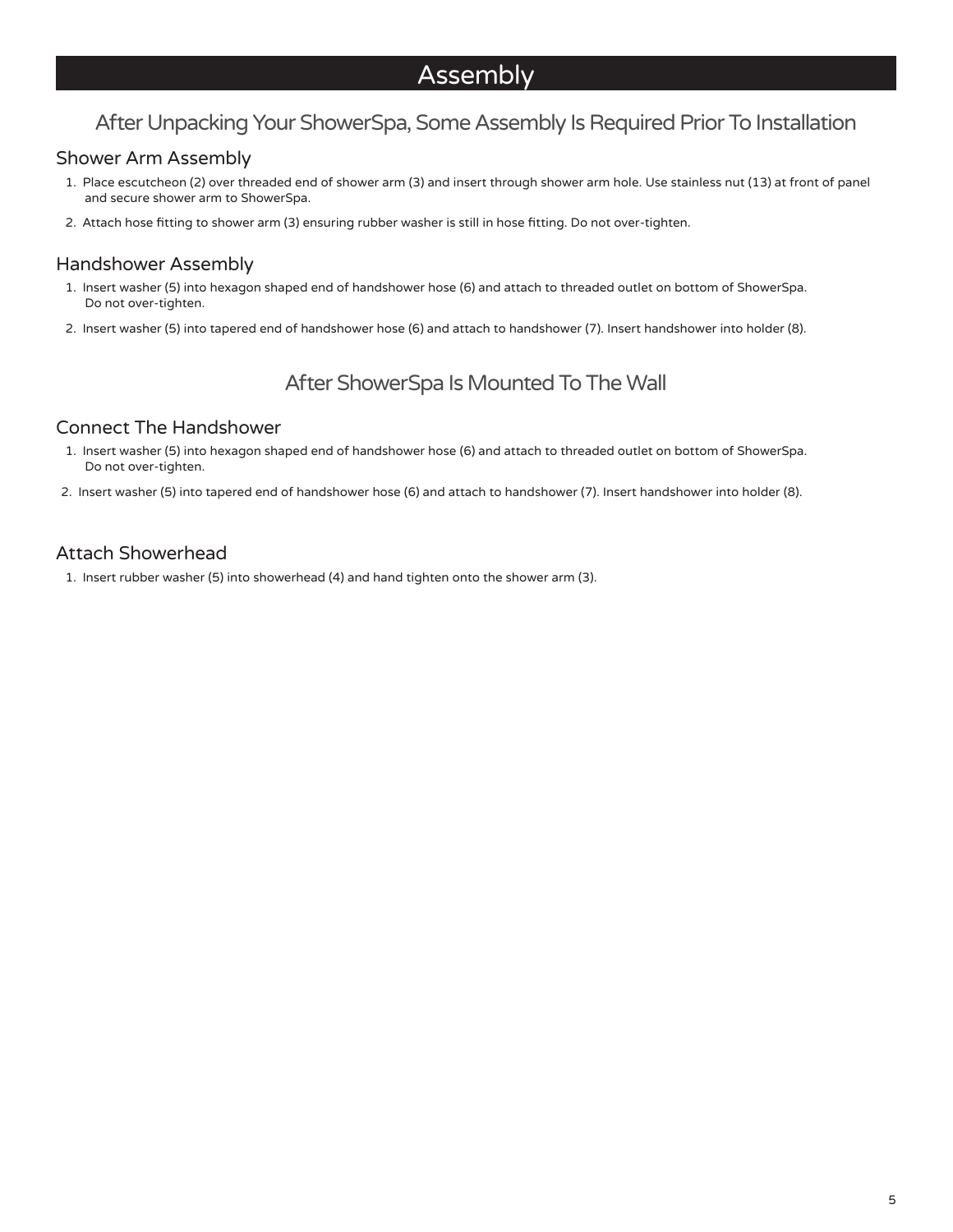# Assembly

## After Unpacking Your ShowerSpa, Some Assembly Is Required Prior To Installation

### Shower Arm Assembly

1. Place escutcheon (2) over threaded end of shower arm (3) and insert through shower arm hole. Use stainless nut (13) at front of panel and secure shower arm to ShowerSpa.
2. Attach hose fitting to shower arm (3) ensuring rubber washer is still in hose fitting. Do not over-tighten.

### Handshower Assembly

1. Insert washer (5) into hexagon shaped end of handshower hose (6) and attach to threaded outlet on bottom of ShowerSpa. Do not over-tighten.
2. Insert washer (5) into tapered end of handshower hose (6) and attach to handshower (7). Insert handshower into holder (8).

## After ShowerSpa Is Mounted To The Wall

### Connect The Handshower

1. Insert washer (5) into hexagon shaped end of handshower hose (6) and attach to threaded outlet on bottom of ShowerSpa. Do not over-tighten.
2. Insert washer (5) into tapered end of handshower hose (6) and attach to handshower (7). Insert handshower into holder (8).

### Attach Showerhead

1. Insert rubber washer (5) into showerhead (4) and hand tighten onto the shower arm (3).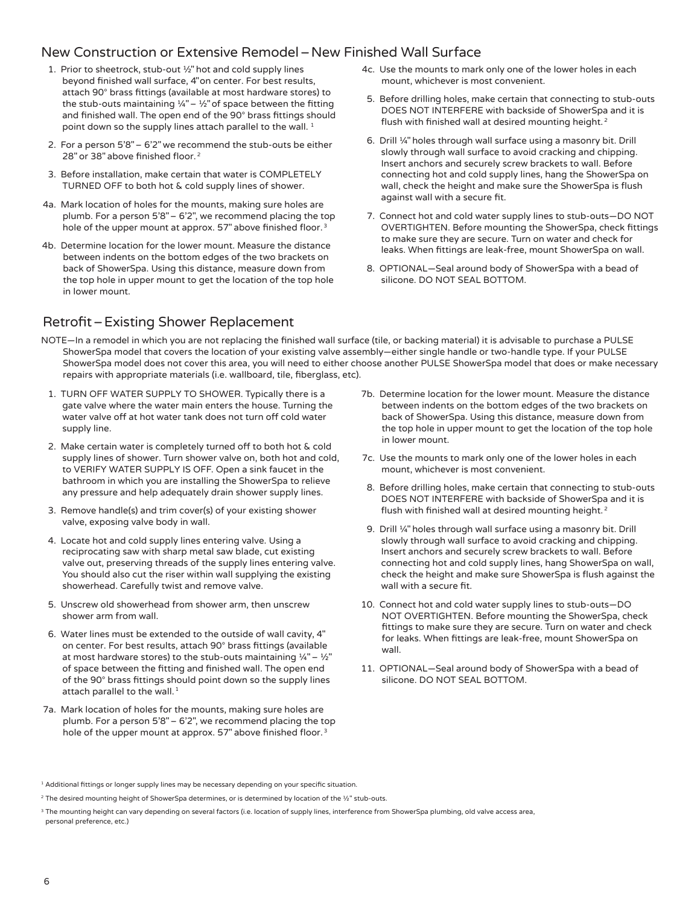## New Construction or Extensive Remodel – New Finished Wall Surface

1. Prior to sheetrock, stub-out ½" hot and cold supply lines beyond finished wall surface, 4" on center. For best results, attach 90° brass fittings (available at most hardware stores) to the stub-outs maintaining ¼" – ½" of space between the fitting and finished wall. The open end of the 90° brass fittings should point down so the supply lines attach parallel to the wall. [1]
2. For a person 5'8" – 6'2" we recommend the stub-outs be either 28" or 38" above finished floor. [2]
3. Before installation, make certain that water is COMPLETELY TURNED OFF to both hot & cold supply lines of shower.

4a. Mark location of holes for the mounts, making sure holes are plumb. For a person 5'8" – 6'2", we recommend placing the top hole of the upper mount at approx. 57" above finished floor. [3]

4b. Determine location for the lower mount. Measure the distance between indents on the bottom edges of the two brackets on back of ShowerSpa. Using this distance, measure down from the top hole in upper mount to get the location of the top hole in lower mount.

4c. Use the mounts to mark only one of the lower holes in each mount, whichever is most convenient.

5. Before drilling holes, make certain that connecting to stub-outs DOES NOT INTERFERE with backside of ShowerSpa and it is flush with finished wall at desired mounting height. [2]
6. Drill ¼" holes through wall surface using a masonry bit. Drill slowly through wall surface to avoid cracking and chipping. Insert anchors and securely screw brackets to wall. Before connecting hot and cold supply lines, hang the ShowerSpa on wall, check the height and make sure the ShowerSpa is flush against wall with a secure fit.
7. Connect hot and cold water supply lines to stub-outs—DO NOT OVERTIGHTEN. Before mounting the ShowerSpa, check fittings to make sure they are secure. Turn on water and check for leaks. When fittings are leak-free, mount ShowerSpa on wall.
8. OPTIONAL—Seal around body of ShowerSpa with a bead of silicone. DO NOT SEAL BOTTOM.

## Retrofit – Existing Shower Replacement

NOTE—In a remodel in which you are not replacing the finished wall surface (tile, or backing material) it is advisable to purchase a PULSE ShowerSpa model that covers the location of your existing valve assembly—either single handle or two-handle type. If your PULSE ShowerSpa model does not cover this area, you will need to either choose another PULSE ShowerSpa model that does or make necessary repairs with appropriate materials (i.e. wallboard, tile, fiberglass, etc).

1. TURN OFF WATER SUPPLY TO SHOWER. Typically there is a gate valve where the water main enters the house. Turning the water valve off at hot water tank does not turn off cold water supply line.
2. Make certain water is completely turned off to both hot & cold supply lines of shower. Turn shower valve on, both hot and cold, to VERIFY WATER SUPPLY IS OFF. Open a sink faucet in the bathroom in which you are installing the ShowerSpa to relieve any pressure and help adequately drain shower supply lines.
3. Remove handle(s) and trim cover(s) of your existing shower valve, exposing valve body in wall.
4. Locate hot and cold supply lines entering valve. Using a reciprocating saw with sharp metal saw blade, cut existing valve out, preserving threads of the supply lines entering valve. You should also cut the riser within wall supplying the existing showerhead. Carefully twist and remove valve.
5. Unscrew old showerhead from shower arm, then unscrew shower arm from wall.
6. Water lines must be extended to the outside of wall cavity, 4" on center. For best results, attach 90° brass fittings (available at most hardware stores) to the stub-outs maintaining ¼" – ½" of space between the fitting and finished wall. The open end of the 90° brass fittings should point down so the supply lines attach parallel to the wall. [1]

7a. Mark location of holes for the mounts, making sure holes are plumb. For a person 5'8" – 6'2", we recommend placing the top hole of the upper mount at approx. 57" above finished floor. [3]

7b. Determine location for the lower mount. Measure the distance between indents on the bottom edges of the two brackets on back of ShowerSpa. Using this distance, measure down from the top hole in upper mount to get the location of the top hole in lower mount.

7c. Use the mounts to mark only one of the lower holes in each mount, whichever is most convenient.

8. Before drilling holes, make certain that connecting to stub-outs DOES NOT INTERFERE with backside of ShowerSpa and it is flush with finished wall at desired mounting height. [2]
9. Drill ¼" holes through wall surface using a masonry bit. Drill slowly through wall surface to avoid cracking and chipping. Insert anchors and securely screw brackets to wall. Before connecting hot and cold supply lines, hang ShowerSpa on wall, check the height and make sure ShowerSpa is flush against the wall with a secure fit.
10. Connect hot and cold water supply lines to stub-outs—DO NOT OVERTIGHTEN. Before mounting the ShowerSpa, check fittings to make sure they are secure. Turn on water and check for leaks. When fittings are leak-free, mount ShowerSpa on wall.
11. OPTIONAL—Seal around body of ShowerSpa with a bead of silicone. DO NOT SEAL BOTTOM.

[1] Additional fittings or longer supply lines may be necessary depending on your specific situation.

[2] The desired mounting height of ShowerSpa determines, or is determined by location of the ½" stub-outs.

[3] The mounting height can vary depending on several factors (i.e. location of supply lines, interference from ShowerSpa plumbing, old valve access area, personal preference, etc.)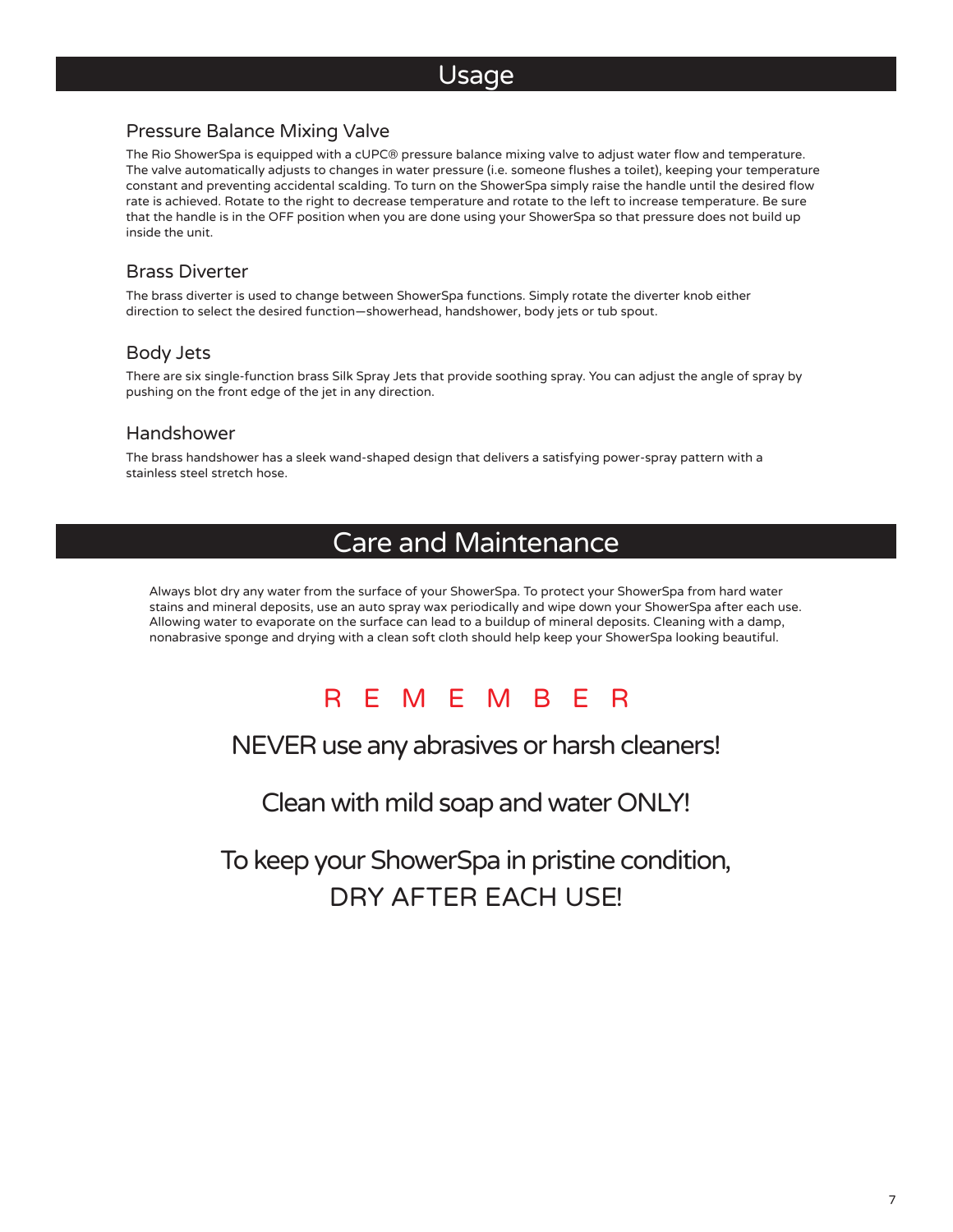# Usage

## Pressure Balance Mixing Valve

The Rio ShowerSpa is equipped with a cUPC® pressure balance mixing valve to adjust water flow and temperature. The valve automatically adjusts to changes in water pressure (i.e. someone flushes a toilet), keeping your temperature constant and preventing accidental scalding. To turn on the ShowerSpa simply raise the handle until the desired flow rate is achieved. Rotate to the right to decrease temperature and rotate to the left to increase temperature. Be sure that the handle is in the OFF position when you are done using your ShowerSpa so that pressure does not build up inside the unit.

## Brass Diverter

The brass diverter is used to change between ShowerSpa functions. Simply rotate the diverter knob either direction to select the desired function—showerhead, handshower, body jets or tub spout.

## Body Jets

There are six single-function brass Silk Spray Jets that provide soothing spray. You can adjust the angle of spray by pushing on the front edge of the jet in any direction.

## Handshower

The brass handshower has a sleek wand-shaped design that delivers a satisfying power-spray pattern with a stainless steel stretch hose.

# Care and Maintenance

Always blot dry any water from the surface of your ShowerSpa. To protect your ShowerSpa from hard water stains and mineral deposits, use an auto spray wax periodically and wipe down your ShowerSpa after each use. Allowing water to evaporate on the surface can lead to a buildup of mineral deposits. Cleaning with a damp, nonabrasive sponge and drying with a clean soft cloth should help keep your ShowerSpa looking beautiful.

**R E M E M B E R**

**NEVER use any abrasives or harsh cleaners!**

**Clean with mild soap and water ONLY!**

**To keep your ShowerSpa in pristine condition,
DRY AFTER EACH USE!**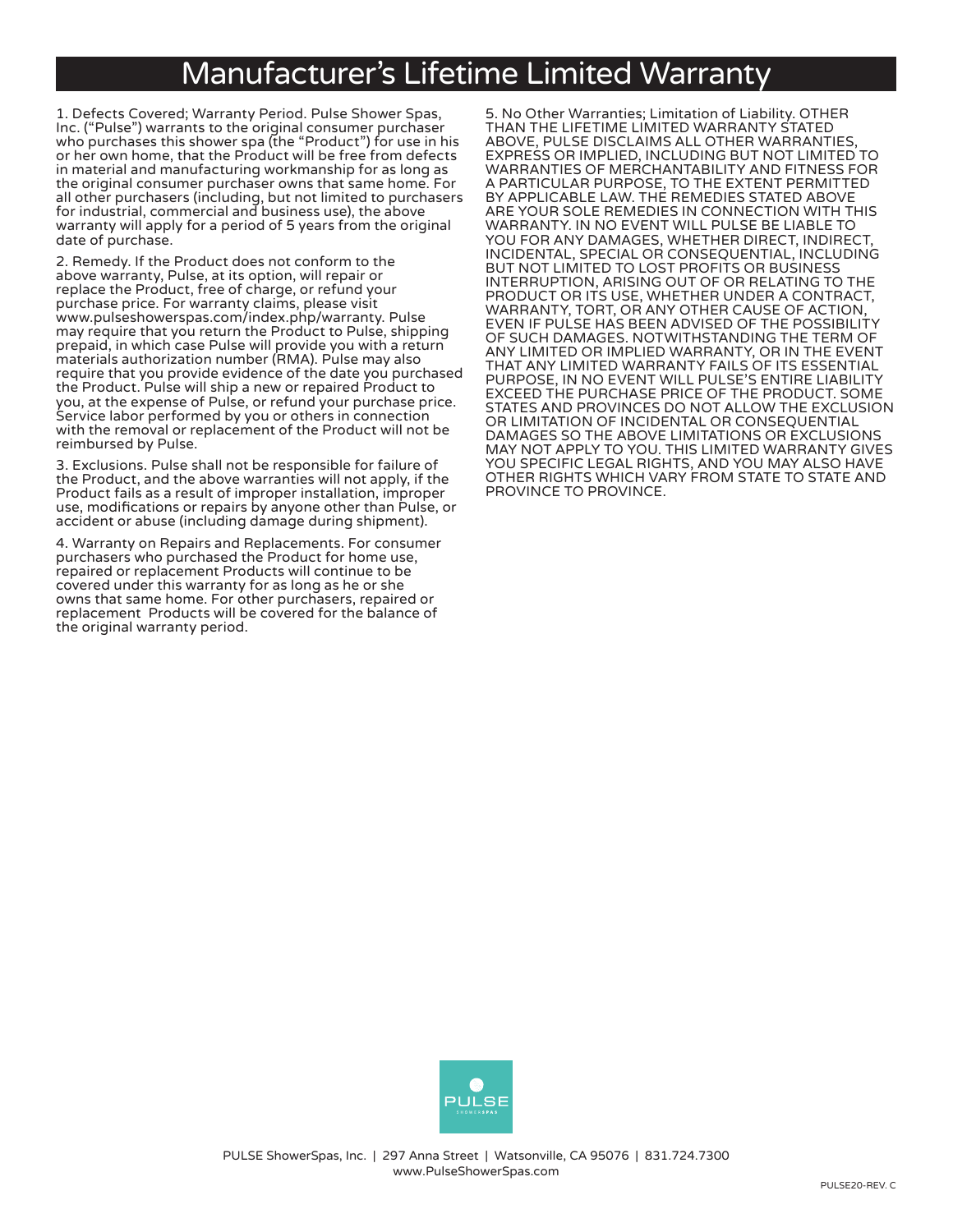# Manufacturer's Lifetime Limited Warranty

1. Defects Covered; Warranty Period. Pulse Shower Spas, Inc. ("Pulse") warrants to the original consumer purchaser who purchases this shower spa (the "Product") for use in his or her own home, that the Product will be free from defects in material and manufacturing workmanship for as long as the original consumer purchaser owns that same home. For all other purchasers (including, but not limited to purchasers for industrial, commercial and business use), the above warranty will apply for a period of 5 years from the original date of purchase.

2. Remedy. If the Product does not conform to the above warranty, Pulse, at its option, will repair or replace the Product, free of charge, or refund your purchase price. For warranty claims, please visit www.pulseshowerspas.com/index.php/warranty. Pulse may require that you return the Product to Pulse, shipping prepaid, in which case Pulse will provide you with a return materials authorization number (RMA). Pulse may also require that you provide evidence of the date you purchased the Product. Pulse will ship a new or repaired Product to you, at the expense of Pulse, or refund your purchase price. Service labor performed by you or others in connection with the removal or replacement of the Product will not be reimbursed by Pulse.

3. Exclusions. Pulse shall not be responsible for failure of the Product, and the above warranties will not apply, if the Product fails as a result of improper installation, improper use, modifications or repairs by anyone other than Pulse, or accident or abuse (including damage during shipment).

4. Warranty on Repairs and Replacements. For consumer purchasers who purchased the Product for home use, repaired or replacement Products will continue to be covered under this warranty for as long as he or she owns that same home. For other purchasers, repaired or replacement Products will be covered for the balance of the original warranty period.

5. No Other Warranties; Limitation of Liability. OTHER THAN THE LIFETIME LIMITED WARRANTY STATED ABOVE, PULSE DISCLAIMS ALL OTHER WARRANTIES, EXPRESS OR IMPLIED, INCLUDING BUT NOT LIMITED TO WARRANTIES OF MERCHANTABILITY AND FITNESS FOR A PARTICULAR PURPOSE, TO THE EXTENT PERMITTED BY APPLICABLE LAW. THE REMEDIES STATED ABOVE ARE YOUR SOLE REMEDIES IN CONNECTION WITH THIS WARRANTY. IN NO EVENT WILL PULSE BE LIABLE TO YOU FOR ANY DAMAGES, WHETHER DIRECT, INDIRECT, INCIDENTAL, SPECIAL OR CONSEQUENTIAL, INCLUDING BUT NOT LIMITED TO LOST PROFITS OR BUSINESS INTERRUPTION, ARISING OUT OF OR RELATING TO THE PRODUCT OR ITS USE, WHETHER UNDER A CONTRACT, WARRANTY, TORT, OR ANY OTHER CAUSE OF ACTION, EVEN IF PULSE HAS BEEN ADVISED OF THE POSSIBILITY OF SUCH DAMAGES. NOTWITHSTANDING THE TERM OF ANY LIMITED OR IMPLIED WARRANTY, OR IN THE EVENT THAT ANY LIMITED WARRANTY FAILS OF ITS ESSENTIAL PURPOSE, IN NO EVENT WILL PULSE'S ENTIRE LIABILITY EXCEED THE PURCHASE PRICE OF THE PRODUCT. SOME STATES AND PROVINCES DO NOT ALLOW THE EXCLUSION OR LIMITATION OF INCIDENTAL OR CONSEQUENTIAL DAMAGES SO THE ABOVE LIMITATIONS OR EXCLUSIONS MAY NOT APPLY TO YOU. THIS LIMITED WARRANTY GIVES YOU SPECIFIC LEGAL RIGHTS, AND YOU MAY ALSO HAVE OTHER RIGHTS WHICH VARY FROM STATE TO STATE AND PROVINCE TO PROVINCE.

PULSE SHOWERSPAS

PULSE ShowerSpas, Inc. | 297 Anna Street | Watsonville, CA 95076 | 831.724.7300
www.PulseShowerSpas.com

PULSE20-REV. C